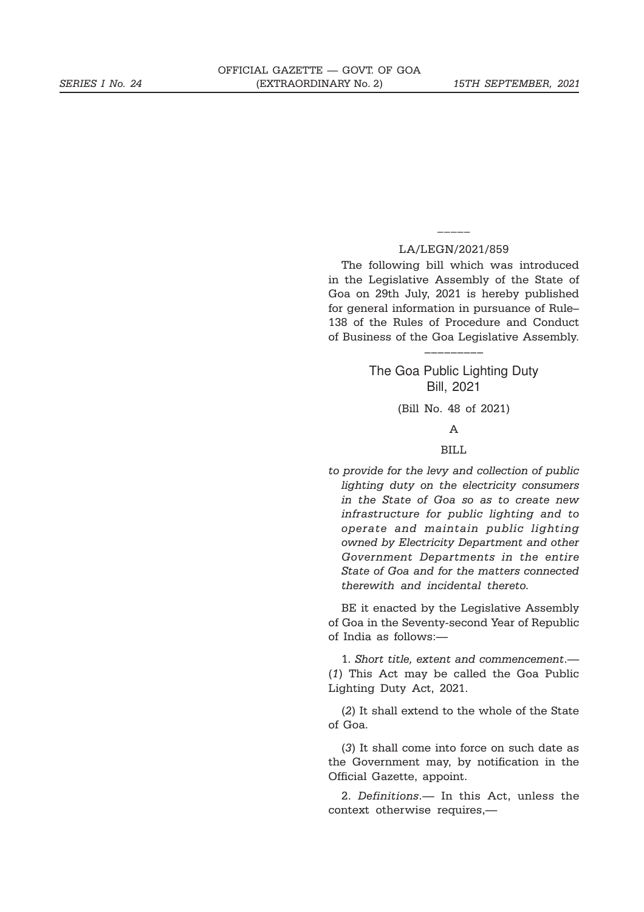LA/LEGN/2021/859

The following bill which was introduced in the Legislative Assembly of the State of Goa on 29th July, 2021 is hereby published for general information in pursuance of Rule–138 of the Rules of Procedure and Conduct of Business of the Goa Legislative Assembly.

## The Goa Public Lighting Duty Bill, 2021

(Bill No. 48 of 2021)

A

BILL

*to provide for the levy and collection of public lighting duty on the electricity consumers in the State of Goa so as to create new infrastructure for public lighting and to operate and maintain public lighting owned by Electricity Department and other Government Departments in the entire State of Goa and for the matters connected therewith and incidental thereto.*

BE it enacted by the Legislative Assembly of Goa in the Seventy-second Year of Republic of India as follows:—

1. *Short title, extent and commencement*.— (*1*) This Act may be called the Goa Public Lighting Duty Act, 2021.

(*2*) It shall extend to the whole of the State of Goa.

(*3*) It shall come into force on such date as the Government may, by notification in the Official Gazette, appoint.

2. *Definitions*.— In this Act, unless the context otherwise requires,—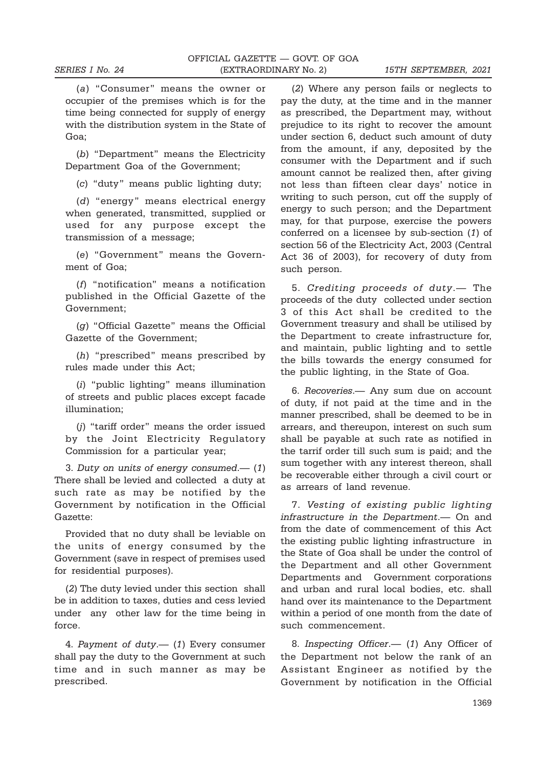(*a*) "Consumer" means the owner or occupier of the premises which is for the time being connected for supply of energy with the distribution system in the State of Goa;

(*b*) "Department" means the Electricity Department Goa of the Government;

(*c*) "duty" means public lighting duty;

(*d*) "energy" means electrical energy when generated, transmitted, supplied or used for any purpose except the transmission of a message;

(*e*) "Government" means the Government of Goa;

(*f*) "notification" means a notification published in the Official Gazette of the Government;

(*g*) "Official Gazette" means the Official Gazette of the Government;

(*h*) "prescribed" means prescribed by rules made under this Act;

(*i*) "public lighting" means illumination of streets and public places except facade illumination;

(*j*) "tariff order" means the order issued by the Joint Electricity Regulatory Commission for a particular year;

3. *Duty on units of energy consumed*.— (*1*) There shall be levied and collected a duty at such rate as may be notified by the Government by notification in the Official Gazette:

Provided that no duty shall be leviable on the units of energy consumed by the Government (save in respect of premises used for residential purposes).

(*2*) The duty levied under this section shall be in addition to taxes, duties and cess levied under any other law for the time being in force.

4. *Payment of duty*.— (*1*) Every consumer shall pay the duty to the Government at such time and in such manner as may be prescribed.

(*2*) Where any person fails or neglects to pay the duty, at the time and in the manner as prescribed, the Department may, without prejudice to its right to recover the amount under section 6, deduct such amount of duty from the amount, if any, deposited by the consumer with the Department and if such amount cannot be realized then, after giving not less than fifteen clear days' notice in writing to such person, cut off the supply of energy to such person; and the Department may, for that purpose, exercise the powers conferred on a licensee by sub-section (*1*) of section 56 of the Electricity Act, 2003 (Central Act 36 of 2003), for recovery of duty from such person.

5. *Crediting proceeds of duty*.— The proceeds of the duty collected under section 3 of this Act shall be credited to the Government treasury and shall be utilised by the Department to create infrastructure for, and maintain, public lighting and to settle the bills towards the energy consumed for the public lighting, in the State of Goa.

6. *Recoveries*.— Any sum due on account of duty, if not paid at the time and in the manner prescribed, shall be deemed to be in arrears, and thereupon, interest on such sum shall be payable at such rate as notified in the tarrif order till such sum is paid; and the sum together with any interest thereon, shall be recoverable either through a civil court or as arrears of land revenue.

7. *Vesting of existing public lighting infrastructure in the Department*.— On and from the date of commencement of this Act the existing public lighting infrastructure in the State of Goa shall be under the control of the Department and all other Government Departments and Government corporations and urban and rural local bodies, etc. shall hand over its maintenance to the Department within a period of one month from the date of such commencement.

8. *Inspecting Officer*.— (*1*) Any Officer of the Department not below the rank of an Assistant Engineer as notified by the Government by notification in the Official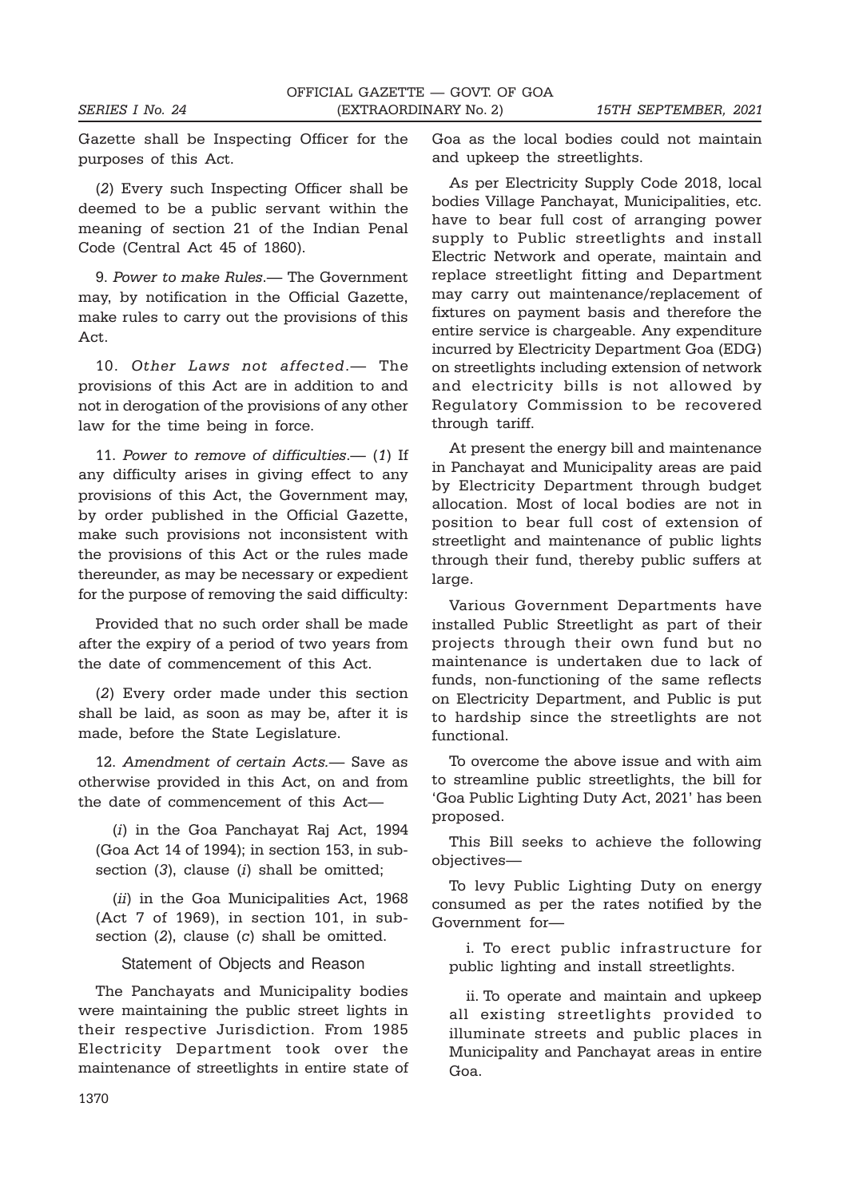Gazette shall be Inspecting Officer for the purposes of this Act.

(*2*) Every such Inspecting Officer shall be deemed to be a public servant within the meaning of section 21 of the Indian Penal Code (Central Act 45 of 1860).

9. *Power to make Rules*.— The Government may, by notification in the Official Gazette, make rules to carry out the provisions of this Act.

10. *Other Laws not affected*.— The provisions of this Act are in addition to and not in derogation of the provisions of any other law for the time being in force.

11. *Power to remove of difficulties*.— (*1*) If any difficulty arises in giving effect to any provisions of this Act, the Government may, by order published in the Official Gazette, make such provisions not inconsistent with the provisions of this Act or the rules made thereunder, as may be necessary or expedient for the purpose of removing the said difficulty:

Provided that no such order shall be made after the expiry of a period of two years from the date of commencement of this Act.

(*2*) Every order made under this section shall be laid, as soon as may be, after it is made, before the State Legislature.

12. *Amendment of certain Acts.*— Save as otherwise provided in this Act, on and from the date of commencement of this Act—

(*i*) in the Goa Panchayat Raj Act, 1994 (Goa Act 14 of 1994); in section 153, in sub-section (*3*), clause (*i*) shall be omitted;

(*ii*) in the Goa Municipalities Act, 1968 (Act 7 of 1969), in section 101, in sub-section (*2*), clause (*c*) shall be omitted.

## Statement of Objects and Reason

The Panchayats and Municipality bodies were maintaining the public street lights in their respective Jurisdiction. From 1985 Electricity Department took over the maintenance of streetlights in entire state of Goa as the local bodies could not maintain and upkeep the streetlights.

As per Electricity Supply Code 2018, local bodies Village Panchayat, Municipalities, etc. have to bear full cost of arranging power supply to Public streetlights and install Electric Network and operate, maintain and replace streetlight fitting and Department may carry out maintenance/replacement of fixtures on payment basis and therefore the entire service is chargeable. Any expenditure incurred by Electricity Department Goa (EDG) on streetlights including extension of network and electricity bills is not allowed by Regulatory Commission to be recovered through tariff.

At present the energy bill and maintenance in Panchayat and Municipality areas are paid by Electricity Department through budget allocation. Most of local bodies are not in position to bear full cost of extension of streetlight and maintenance of public lights through their fund, thereby public suffers at large.

Various Government Departments have installed Public Streetlight as part of their projects through their own fund but no maintenance is undertaken due to lack of funds, non-functioning of the same reflects on Electricity Department, and Public is put to hardship since the streetlights are not functional.

To overcome the above issue and with aim to streamline public streetlights, the bill for 'Goa Public Lighting Duty Act, 2021' has been proposed.

This Bill seeks to achieve the following objectives—

To levy Public Lighting Duty on energy consumed as per the rates notified by the Government for—

i. To erect public infrastructure for public lighting and install streetlights.

ii. To operate and maintain and upkeep all existing streetlights provided to illuminate streets and public places in Municipality and Panchayat areas in entire Goa.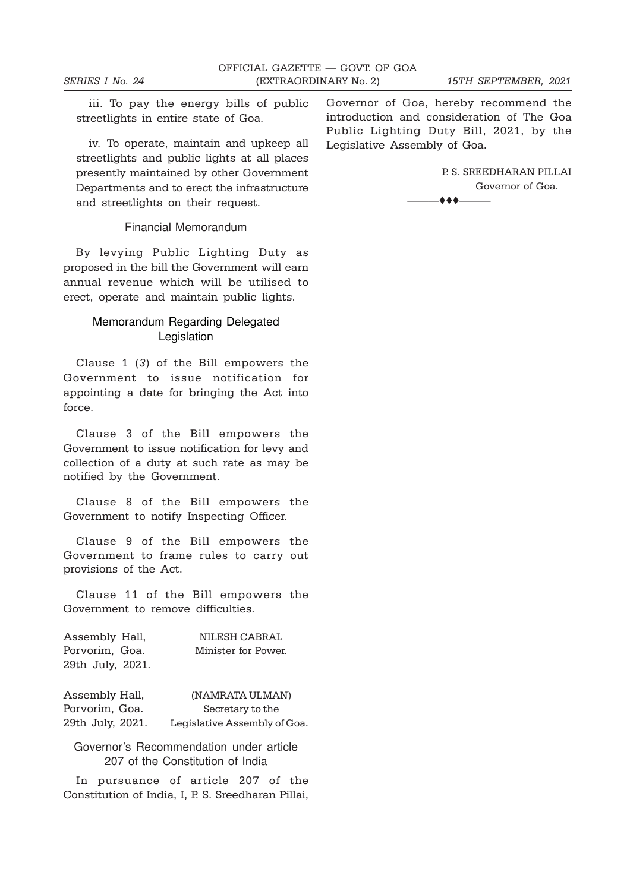iii. To pay the energy bills of public streetlights in entire state of Goa.

iv. To operate, maintain and upkeep all streetlights and public lights at all places presently maintained by other Government Departments and to erect the infrastructure and streetlights on their request.

## Financial Memorandum

By levying Public Lighting Duty as proposed in the bill the Government will earn annual revenue which will be utilised to erect, operate and maintain public lights.

## Memorandum Regarding Delegated Legislation

Clause 1 (*3*) of the Bill empowers the Government to issue notification for appointing a date for bringing the Act into force.

Clause 3 of the Bill empowers the Government to issue notification for levy and collection of a duty at such rate as may be notified by the Government.

Clause 8 of the Bill empowers the Government to notify Inspecting Officer.

Clause 9 of the Bill empowers the Government to frame rules to carry out provisions of the Act.

Clause 11 of the Bill empowers the Government to remove difficulties.

Assembly Hall,
Porvorim, Goa.
29th July, 2021.

NILESH CABRAL
Minister for Power.

Assembly Hall,
Porvorim, Goa.
29th July, 2021.

(NAMRATA ULMAN)
Secretary to the
Legislative Assembly of Goa.

## Governor's Recommendation under article 207 of the Constitution of India

In pursuance of article 207 of the Constitution of India, I, P. S. Sreedharan Pillai, Governor of Goa, hereby recommend the introduction and consideration of The Goa Public Lighting Duty Bill, 2021, by the Legislative Assembly of Goa.

P. S. SREEDHARAN PILLAI
Governor of Goa.